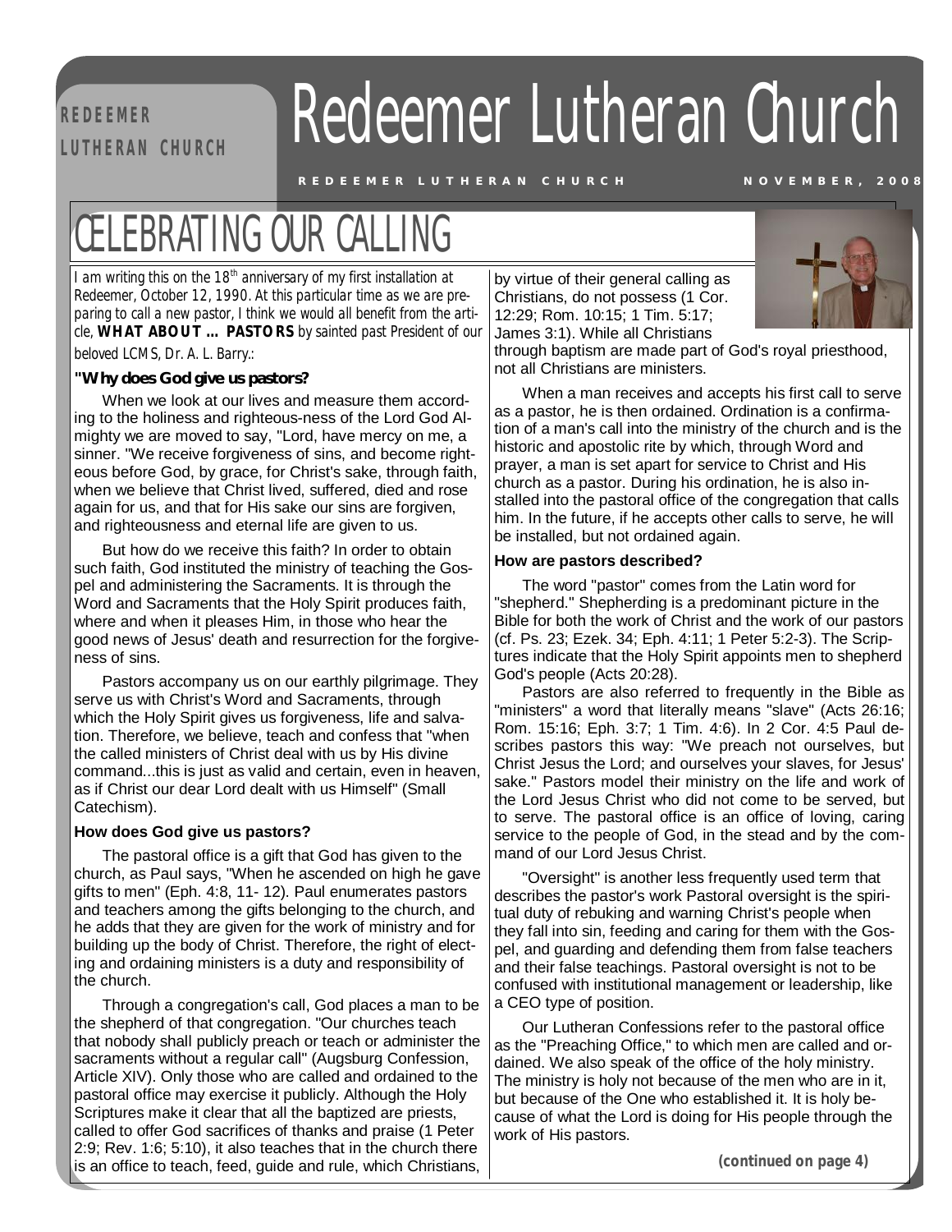# Redeemer Lutheran Church

REDEEMER LUTHERAN CHURCH — NOVEMBER, 2008

## CELEBRATING OUR CALLING

*I am writing this on the 18th anniversary of my first installation at Redeemer, October 12, 1990. At this particular time as we are preparing to call a new pastor, I think we would all benefit from the article,* ***WHAT ABOUT ... PASTORS*** *by sainted past President of our beloved LCMS, Dr. A. L. Barry.:*

**"Why does God give us pastors?**

When we look at our lives and measure them according to the holiness and righteous-ness of the Lord God Almighty we are moved to say, "Lord, have mercy on me, a sinner. "We receive forgiveness of sins, and become righteous before God, by grace, for Christ's sake, through faith, when we believe that Christ lived, suffered, died and rose again for us, and that for His sake our sins are forgiven, and righteousness and eternal life are given to us.

But how do we receive this faith? In order to obtain such faith, God instituted the ministry of teaching the Gospel and administering the Sacraments. It is through the Word and Sacraments that the Holy Spirit produces faith, where and when it pleases Him, in those who hear the good news of Jesus' death and resurrection for the forgiveness of sins.

Pastors accompany us on our earthly pilgrimage. They serve us with Christ's Word and Sacraments, through which the Holy Spirit gives us forgiveness, life and salvation. Therefore, we believe, teach and confess that "when the called ministers of Christ deal with us by His divine command...this is just as valid and certain, even in heaven, as if Christ our dear Lord dealt with us Himself" (Small Catechism).

**How does God give us pastors?**

The pastoral office is a gift that God has given to the church, as Paul says, "When he ascended on high he gave gifts to men" (Eph. 4:8, 11- 12). Paul enumerates pastors and teachers among the gifts belonging to the church, and he adds that they are given for the work of ministry and for building up the body of Christ. Therefore, the right of electing and ordaining ministers is a duty and responsibility of the church.

Through a congregation's call, God places a man to be the shepherd of that congregation. "Our churches teach that nobody shall publicly preach or teach or administer the sacraments without a regular call" (Augsburg Confession, Article XIV). Only those who are called and ordained to the pastoral office may exercise it publicly. Although the Holy Scriptures make it clear that all the baptized are priests, called to offer God sacrifices of thanks and praise (1 Peter 2:9; Rev. 1:6; 5:10), it also teaches that in the church there is an office to teach, feed, guide and rule, which Christians, by virtue of their general calling as Christians, do not possess (1 Cor. 12:29; Rom. 10:15; 1 Tim. 5:17; James 3:1). While all Christians through baptism are made part of God's royal priesthood, not all Christians are ministers.

When a man receives and accepts his first call to serve as a pastor, he is then ordained. Ordination is a confirmation of a man's call into the ministry of the church and is the historic and apostolic rite by which, through Word and prayer, a man is set apart for service to Christ and His church as a pastor. During his ordination, he is also installed into the pastoral office of the congregation that calls him. In the future, if he accepts other calls to serve, he will be installed, but not ordained again.

**How are pastors described?**

The word "pastor" comes from the Latin word for "shepherd." Shepherding is a predominant picture in the Bible for both the work of Christ and the work of our pastors (cf. Ps. 23; Ezek. 34; Eph. 4:11; 1 Peter 5:2-3). The Scriptures indicate that the Holy Spirit appoints men to shepherd God's people (Acts 20:28).

Pastors are also referred to frequently in the Bible as "ministers" a word that literally means "slave" (Acts 26:16; Rom. 15:16; Eph. 3:7; 1 Tim. 4:6). In 2 Cor. 4:5 Paul describes pastors this way: "We preach not ourselves, but Christ Jesus the Lord; and ourselves your slaves, for Jesus' sake." Pastors model their ministry on the life and work of the Lord Jesus Christ who did not come to be served, but to serve. The pastoral office is an office of loving, caring service to the people of God, in the stead and by the command of our Lord Jesus Christ.

"Oversight" is another less frequently used term that describes the pastor's work Pastoral oversight is the spiritual duty of rebuking and warning Christ's people when they fall into sin, feeding and caring for them with the Gospel, and guarding and defending them from false teachers and their false teachings. Pastoral oversight is not to be confused with institutional management or leadership, like a CEO type of position.

Our Lutheran Confessions refer to the pastoral office as the "Preaching Office," to which men are called and ordained. We also speak of the office of the holy ministry. The ministry is holy not because of the men who are in it, but because of the One who established it. It is holy because of what the Lord is doing for His people through the work of His pastors.

**(continued on page 4)**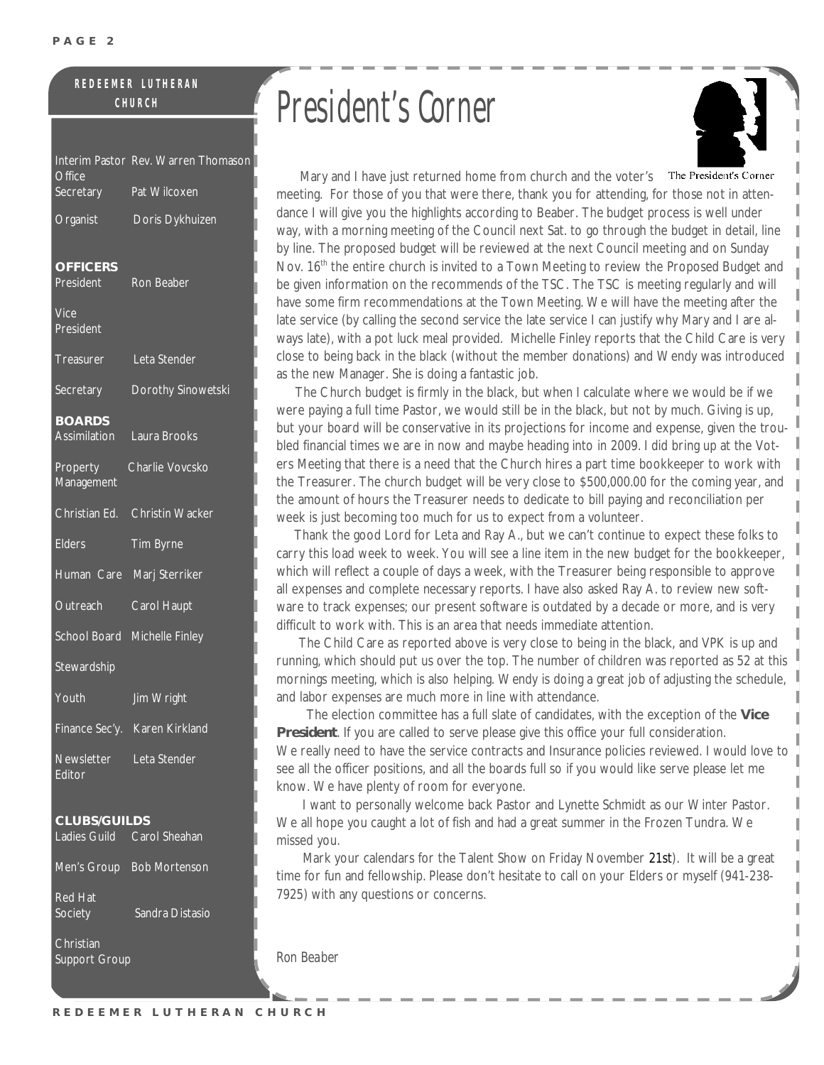**REDEEMER LUTHERAN CHURCH**

| | |
|---|---|
| Interim Pastor | Rev. Warren Thomason |
| Office Secretary | Pat Wilcoxen |
| Organist | Doris Dykhuizen |

**OFFICERS**

| | |
|---|---|
| President | Ron Beaber |
| Vice President | |
| Treasurer | Leta Stender |
| Secretary | Dorothy Sinowetski |

**BOARDS**

| | |
|---|---|
| Assimilation | Laura Brooks |
| Property Management | Charlie Vovcsko |
| Christian Ed. | Christin Wacker |
| Elders | Tim Byrne |
| Human Care | Marj Sterriker |
| Outreach | Carol Haupt |
| School Board | Michelle Finley |
| Stewardship | |
| Youth | Jim Wright |
| Finance Sec'y. | Karen Kirkland |
| Newsletter Editor | Leta Stender |

**CLUBS/GUILDS**

| | |
|---|---|
| Ladies Guild | Carol Sheahan |
| Men's Group | Bob Mortenson |
| Red Hat Society | Sandra Distasio |
| Christian Support Group | |

# President's Corner

The President's Corner

Mary and I have just returned home from church and the voter's meeting. For those of you that were there, thank you for attending, for those not in attendance I will give you the highlights according to Beaber. The budget process is well under way, with a morning meeting of the Council next Sat. to go through the budget in detail, line by line. The proposed budget will be reviewed at the next Council meeting and on Sunday Nov. 16th the entire church is invited to a Town Meeting to review the Proposed Budget and be given information on the recommends of the TSC. The TSC is meeting regularly and will have some firm recommendations at the Town Meeting. We will have the meeting after the late service (by calling the second service the late service I can justify why Mary and I are always late), with a pot luck meal provided. Michelle Finley reports that the Child Care is very close to being back in the black (without the member donations) and Wendy was introduced as the new Manager. She is doing a fantastic job.

The Church budget is firmly in the black, but when I calculate where we would be if we were paying a full time Pastor, we would still be in the black, but not by much. Giving is up, but your board will be conservative in its projections for income and expense, given the troubled financial times we are in now and maybe heading into in 2009. I did bring up at the Voters Meeting that there is a need that the Church hires a part time bookkeeper to work with the Treasurer. The church budget will be very close to $500,000.00 for the coming year, and the amount of hours the Treasurer needs to dedicate to bill paying and reconciliation per week is just becoming too much for us to expect from a volunteer.

Thank the good Lord for Leta and Ray A., but we can't continue to expect these folks to carry this load week to week. You will see a line item in the new budget for the bookkeeper, which will reflect a couple of days a week, with the Treasurer being responsible to approve all expenses and complete necessary reports. I have also asked Ray A. to review new software to track expenses; our present software is outdated by a decade or more, and is very difficult to work with. This is an area that needs immediate attention.

The Child Care as reported above is very close to being in the black, and VPK is up and running, which should put us over the top. The number of children was reported as 52 at this mornings meeting, which is also helping. Wendy is doing a great job of adjusting the schedule, and labor expenses are much more in line with attendance.

The election committee has a full slate of candidates, with the exception of the **Vice President**. If you are called to serve please give this office your full consideration. We really need to have the service contracts and Insurance policies reviewed. I would love to see all the officer positions, and all the boards full so if you would like serve please let me know. We have plenty of room for everyone.

I want to personally welcome back Pastor and Lynette Schmidt as our Winter Pastor. We all hope you caught a lot of fish and had a great summer in the Frozen Tundra. We missed you.

Mark your calendars for the Talent Show on Friday November 21st). It will be a great time for fun and fellowship. Please don't hesitate to call on your Elders or myself (941-238-7925) with any questions or concerns.

*Ron Beaber*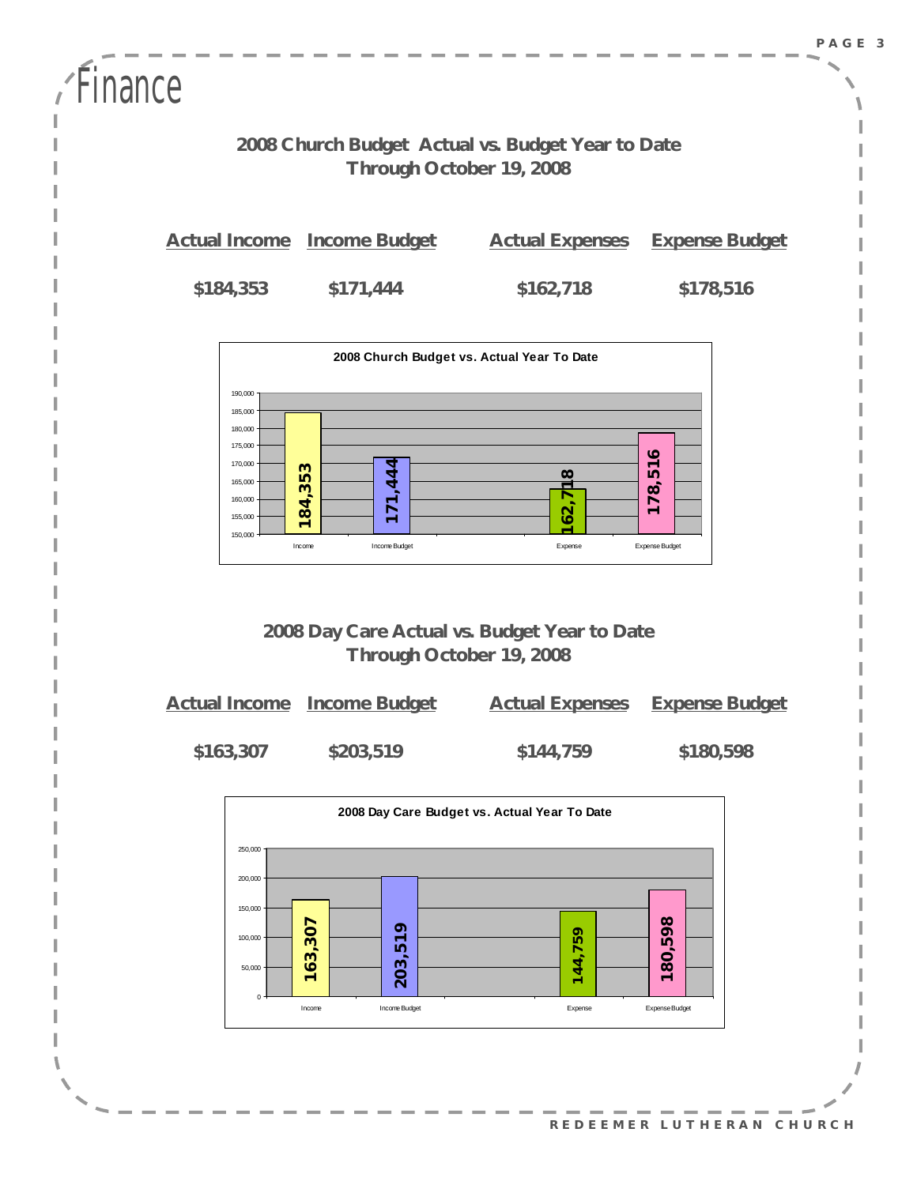# Finance

## 2008 Church Budget Actual vs. Budget Year to Date
## Through October 19, 2008

| Actual Income | Income Budget | Actual Expenses | Expense Budget |
|---|---|---|---|
| $184,353 | $171,444 | $162,718 | $178,516 |

## 2008 Day Care Actual vs. Budget Year to Date
## Through October 19, 2008

| Actual Income | Income Budget | Actual Expenses | Expense Budget |
|---|---|---|---|
| $163,307 | $203,519 | $144,759 | $180,598 |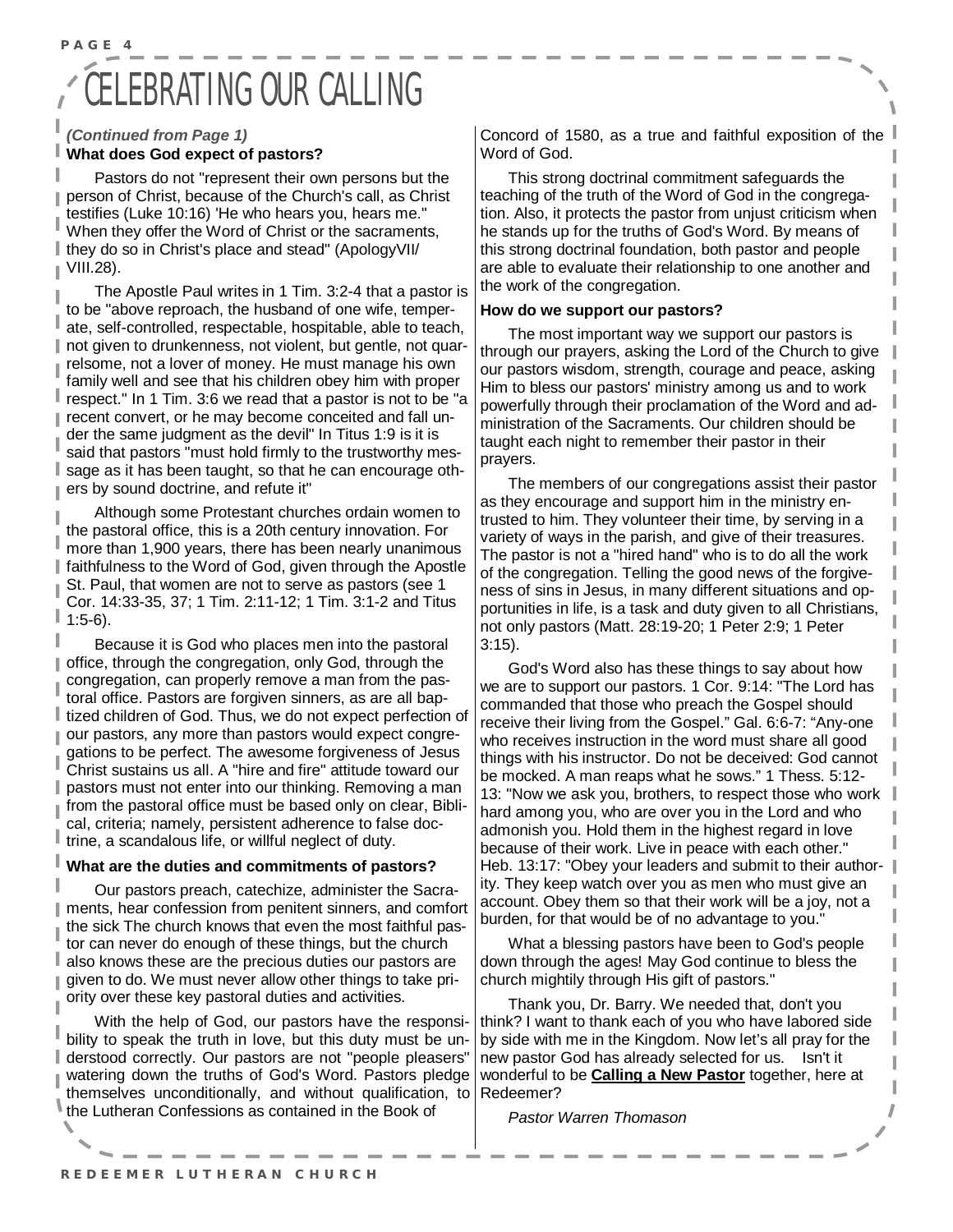# CELEBRATING OUR CALLING

*(Continued from Page 1)*

**What does God expect of pastors?**

Pastors do not "represent their own persons but the person of Christ, because of the Church's call, as Christ testifies (Luke 10:16) 'He who hears you, hears me." When they offer the Word of Christ or the sacraments, they do so in Christ's place and stead" (ApologyVII/ VIII.28).

The Apostle Paul writes in 1 Tim. 3:2-4 that a pastor is to be "above reproach, the husband of one wife, temperate, self-controlled, respectable, hospitable, able to teach, not given to drunkenness, not violent, but gentle, not quarrelsome, not a lover of money. He must manage his own family well and see that his children obey him with proper respect." In 1 Tim. 3:6 we read that a pastor is not to be "a recent convert, or he may become conceited and fall under the same judgment as the devil" In Titus 1:9 is it is said that pastors "must hold firmly to the trustworthy message as it has been taught, so that he can encourage others by sound doctrine, and refute it"

Although some Protestant churches ordain women to the pastoral office, this is a 20th century innovation. For more than 1,900 years, there has been nearly unanimous faithfulness to the Word of God, given through the Apostle St. Paul, that women are not to serve as pastors (see 1 Cor. 14:33-35, 37; 1 Tim. 2:11-12; 1 Tim. 3:1-2 and Titus 1:5-6).

Because it is God who places men into the pastoral office, through the congregation, only God, through the congregation, can properly remove a man from the pastoral office. Pastors are forgiven sinners, as are all baptized children of God. Thus, we do not expect perfection of our pastors, any more than pastors would expect congregations to be perfect. The awesome forgiveness of Jesus Christ sustains us all. A "hire and fire" attitude toward our pastors must not enter into our thinking. Removing a man from the pastoral office must be based only on clear, Biblical, criteria; namely, persistent adherence to false doctrine, a scandalous life, or willful neglect of duty.

**What are the duties and commitments of pastors?**

Our pastors preach, catechize, administer the Sacraments, hear confession from penitent sinners, and comfort the sick The church knows that even the most faithful pastor can never do enough of these things, but the church also knows these are the precious duties our pastors are given to do. We must never allow other things to take priority over these key pastoral duties and activities.

With the help of God, our pastors have the responsibility to speak the truth in love, but this duty must be understood correctly. Our pastors are not "people pleasers" watering down the truths of God's Word. Pastors pledge themselves unconditionally, and without qualification, to the Lutheran Confessions as contained in the Book of Concord of 1580, as a true and faithful exposition of the Word of God.

This strong doctrinal commitment safeguards the teaching of the truth of the Word of God in the congregation. Also, it protects the pastor from unjust criticism when he stands up for the truths of God's Word. By means of this strong doctrinal foundation, both pastor and people are able to evaluate their relationship to one another and the work of the congregation.

**How do we support our pastors?**

The most important way we support our pastors is through our prayers, asking the Lord of the Church to give our pastors wisdom, strength, courage and peace, asking Him to bless our pastors' ministry among us and to work powerfully through their proclamation of the Word and administration of the Sacraments. Our children should be taught each night to remember their pastor in their prayers.

The members of our congregations assist their pastor as they encourage and support him in the ministry entrusted to him. They volunteer their time, by serving in a variety of ways in the parish, and give of their treasures. The pastor is not a "hired hand" who is to do all the work of the congregation. Telling the good news of the forgiveness of sins in Jesus, in many different situations and opportunities in life, is a task and duty given to all Christians, not only pastors (Matt. 28:19-20; 1 Peter 2:9; 1 Peter 3:15).

God's Word also has these things to say about how we are to support our pastors. 1 Cor. 9:14: "The Lord has commanded that those who preach the Gospel should receive their living from the Gospel." Gal. 6:6-7: "Any-one who receives instruction in the word must share all good things with his instructor. Do not be deceived: God cannot be mocked. A man reaps what he sows." 1 Thess. 5:12-13: "Now we ask you, brothers, to respect those who work hard among you, who are over you in the Lord and who admonish you. Hold them in the highest regard in love because of their work. Live in peace with each other." Heb. 13:17: "Obey your leaders and submit to their authority. They keep watch over you as men who must give an account. Obey them so that their work will be a joy, not a burden, for that would be of no advantage to you."

What a blessing pastors have been to God's people down through the ages! May God continue to bless the church mightily through His gift of pastors."

Thank you, Dr. Barry. We needed that, don't you think? I want to thank each of you who have labored side by side with me in the Kingdom. Now let's all pray for the new pastor God has already selected for us. Isn't it wonderful to be **Calling a New Pastor** together, here at Redeemer?

*Pastor Warren Thomason*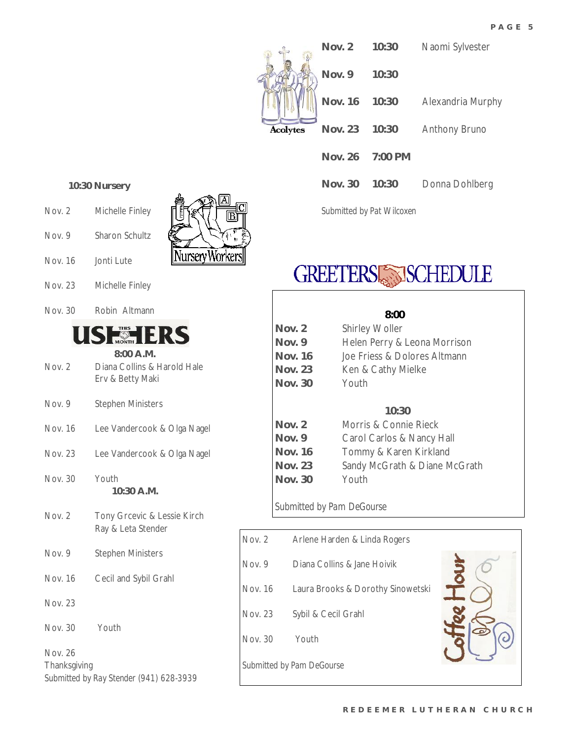## Acolytes

| | | |
|---|---|---|
| **Nov. 2** | **10:30** | Naomi Sylvester |
| **Nov. 9** | **10:30** | |
| **Nov. 16** | **10:30** | Alexandria Murphy |
| **Nov. 23** | **10:30** | Anthony Bruno |
| **Nov. 26** | **7:00 PM** | |
| **Nov. 30** | **10:30** | Donna Dohlberg |

*Submitted by Pat Wilcoxen*

## Nursery Workers

**10:30 Nursery**

| | |
|---|---|
| Nov. 2 | Michelle Finley |
| Nov. 9 | Sharon Schultz |
| Nov. 16 | Jonti Lute |
| Nov. 23 | Michelle Finley |
| Nov. 30 | Robin Altmann |

## Ushers This Month

**8:00 A.M.**

| | |
|---|---|
| Nov. 2 | Diana Collins & Harold Hale<br>Erv & Betty Maki |
| Nov. 9 | Stephen Ministers |
| Nov. 16 | Lee Vandercook & Olga Nagel |
| Nov. 23 | Lee Vandercook & Olga Nagel |
| Nov. 30 | Youth |

**10:30 A.M.**

| | |
|---|---|
| Nov. 2 | Tony Grcevic & Lessie Kirch<br>Ray & Leta Stender |
| Nov. 9 | Stephen Ministers |
| Nov. 16 | Cecil and Sybil Grahl |
| Nov. 23 | |
| Nov. 30 | Youth |

Nov. 26
Thanksgiving

*Submitted by Ray Stender (941) 628-3939*

## Greeters Schedule

**8:00**

| | |
|---|---|
| **Nov. 2** | Shirley Woller |
| **Nov. 9** | Helen Perry & Leona Morrison |
| **Nov. 16** | Joe Friess & Dolores Altmann |
| **Nov. 23** | Ken & Cathy Mielke |
| **Nov. 30** | Youth |

**10:30**

| | |
|---|---|
| **Nov. 2** | Morris & Connie Rieck |
| **Nov. 9** | Carol Carlos & Nancy Hall |
| **Nov. 16** | Tommy & Karen Kirkland |
| **Nov. 23** | Sandy McGrath & Diane McGrath |
| **Nov. 30** | Youth |

*Submitted by Pam DeGourse*

## Coffee Hour

| | |
|---|---|
| Nov. 2 | Arlene Harden & Linda Rogers |
| Nov. 9 | Diana Collins & Jane Hoivik |
| Nov. 16 | Laura Brooks & Dorothy Sinowetski |
| Nov. 23 | Sybil & Cecil Grahl |
| Nov. 30 | Youth |

*Submitted by Pam DeGourse*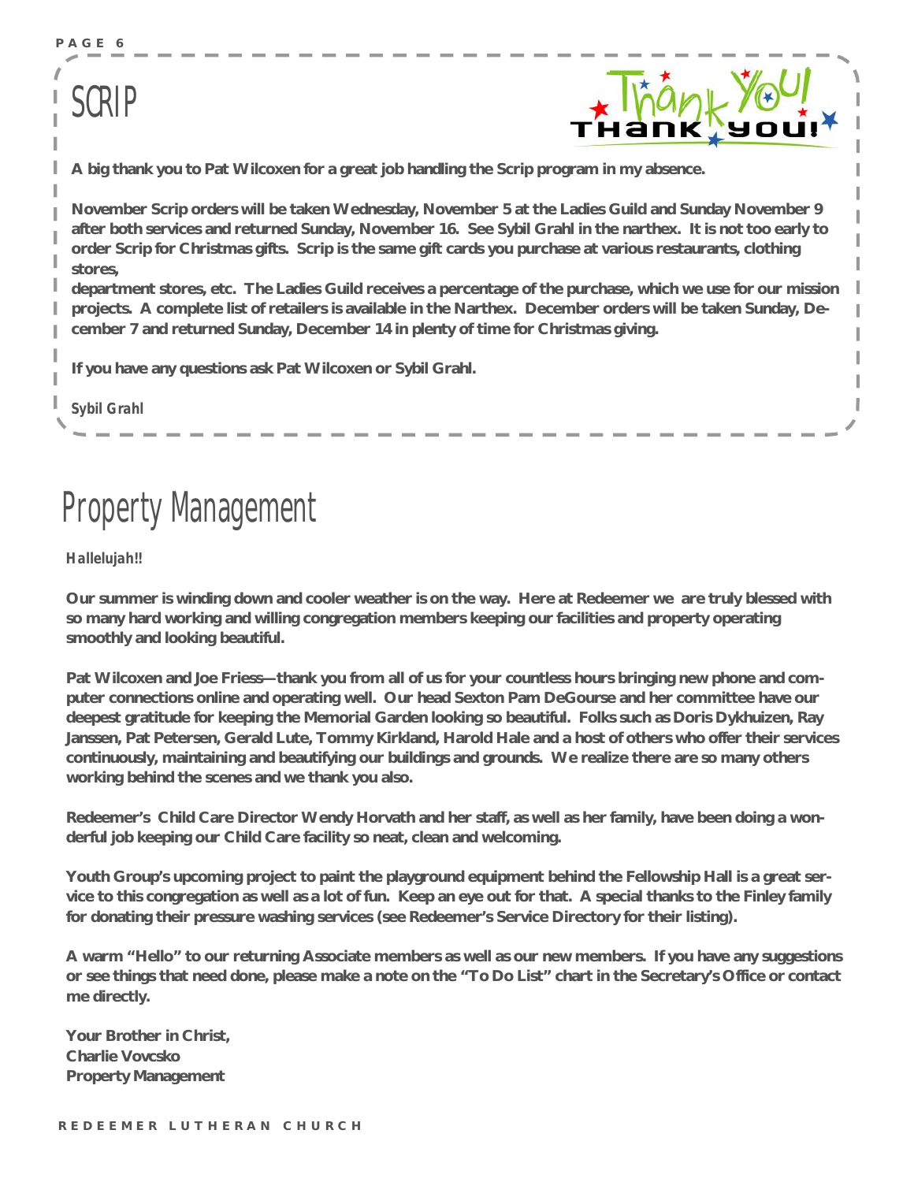## SCRIP

**A big thank you to Pat Wilcoxen for a great job handling the Scrip program in my absence.**

**November Scrip orders will be taken Wednesday, November 5 at the Ladies Guild and Sunday November 9 after both services and returned Sunday, November 16. See Sybil Grahl in the narthex. It is not too early to order Scrip for Christmas gifts. Scrip is the same gift cards you purchase at various restaurants, clothing stores,**
**department stores, etc. The Ladies Guild receives a percentage of the purchase, which we use for our mission projects. A complete list of retailers is available in the Narthex. December orders will be taken Sunday, December 7 and returned Sunday, December 14 in plenty of time for Christmas giving.**

**If you have any questions ask Pat Wilcoxen or Sybil Grahl.**

***Sybil Grahl***

## Property Management

***Hallelujah!!***

**Our summer is winding down and cooler weather is on the way. Here at Redeemer we are truly blessed with so many hard working and willing congregation members keeping our facilities and property operating smoothly and looking beautiful.**

**Pat Wilcoxen and Joe Friess—thank you from all of us for your countless hours bringing new phone and computer connections online and operating well. Our head Sexton Pam DeGourse and her committee have our deepest gratitude for keeping the Memorial Garden looking so beautiful. Folks such as Doris Dykhuizen, Ray Janssen, Pat Petersen, Gerald Lute, Tommy Kirkland, Harold Hale and a host of others who offer their services continuously, maintaining and beautifying our buildings and grounds. We realize there are so many others working behind the scenes and we thank you also.**

**Redeemer's Child Care Director Wendy Horvath and her staff, as well as her family, have been doing a wonderful job keeping our Child Care facility so neat, clean and welcoming.**

**Youth Group's upcoming project to paint the playground equipment behind the Fellowship Hall is a great service to this congregation as well as a lot of fun. Keep an eye out for that. A special thanks to the Finley family for donating their pressure washing services (see Redeemer's Service Directory for their listing).**

**A warm "Hello" to our returning Associate members as well as our new members. If you have any suggestions or see things that need done, please make a note on the "To Do List" chart in the Secretary's Office or contact me directly.**

**Your Brother in Christ,**
**Charlie Vovcsko**
**Property Management**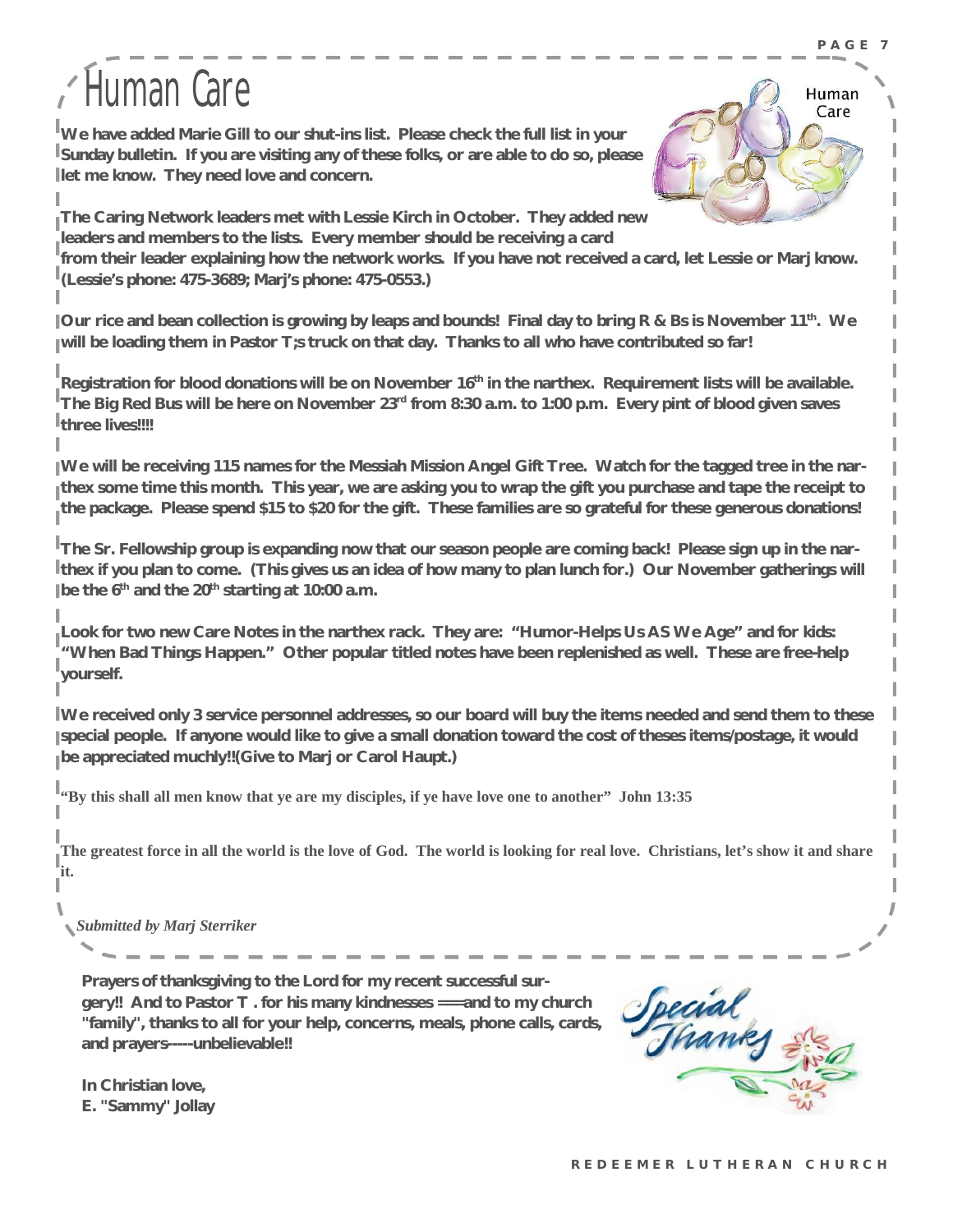# Human Care

We have added Marie Gill to our shut-ins list. Please check the full list in your Sunday bulletin. If you are visiting any of these folks, or are able to do so, please let me know. They need love and concern.

The Caring Network leaders met with Lessie Kirch in October. They added new leaders and members to the lists. Every member should be receiving a card from their leader explaining how the network works. If you have not received a card, let Lessie or Marj know. (Lessie's phone: 475-3689; Marj's phone: 475-0553.)

Our rice and bean collection is growing by leaps and bounds! Final day to bring R & Bs is November 11th. We will be loading them in Pastor T;s truck on that day. Thanks to all who have contributed so far!

Registration for blood donations will be on November 16th in the narthex. Requirement lists will be available. The Big Red Bus will be here on November 23rd from 8:30 a.m. to 1:00 p.m. Every pint of blood given saves three lives!!!!

We will be receiving 115 names for the Messiah Mission Angel Gift Tree. Watch for the tagged tree in the narthex some time this month. This year, we are asking you to wrap the gift you purchase and tape the receipt to the package. Please spend $15 to $20 for the gift. These families are so grateful for these generous donations!

The Sr. Fellowship group is expanding now that our season people are coming back! Please sign up in the narthex if you plan to come. (This gives us an idea of how many to plan lunch for.) Our November gatherings will be the 6th and the 20th starting at 10:00 a.m.

Look for two new Care Notes in the narthex rack. They are: "Humor-Helps Us AS We Age" and for kids: "When Bad Things Happen." Other popular titled notes have been replenished as well. These are free-help yourself.

We received only 3 service personnel addresses, so our board will buy the items needed and send them to these special people. If anyone would like to give a small donation toward the cost of theses items/postage, it would be appreciated muchly!!(Give to Marj or Carol Haupt.)

"By this shall all men know that ye are my disciples, if ye have love one to another" John 13:35

The greatest force in all the world is the love of God. The world is looking for real love. Christians, let's show it and share it.

*Submitted by Marj Sterriker*

Prayers of thanksgiving to the Lord for my recent successful surgery!! And to Pastor T . for his many kindnesses ===and to my church "family", thanks to all for your help, concerns, meals, phone calls, cards, and prayers-----unbelievable!!

In Christian love,
E. "Sammy" Jollay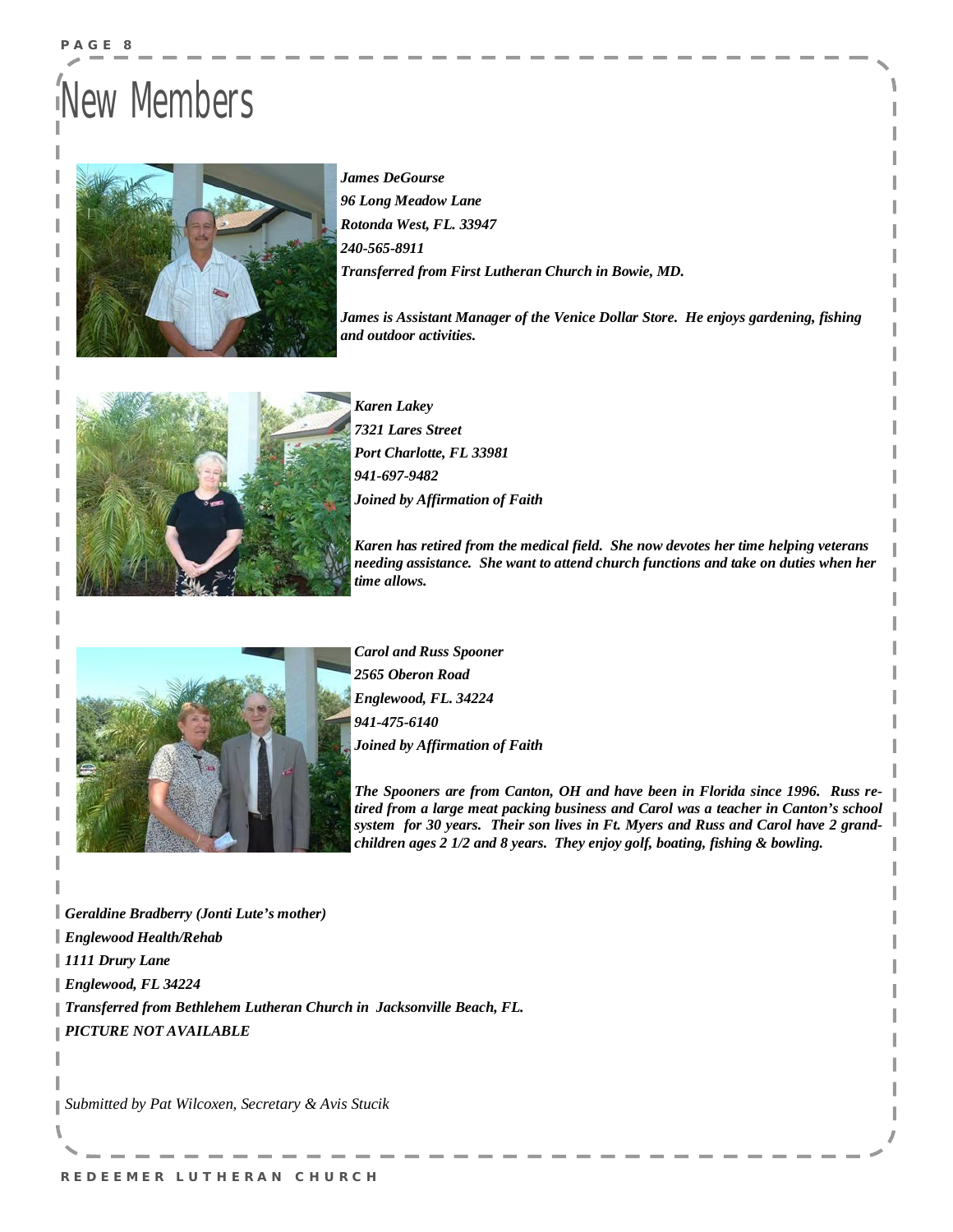# New Members

***James DeGourse***
***96 Long Meadow Lane***
***Rotonda West, FL. 33947***
***240-565-8911***
***Transferred from First Lutheran Church in Bowie, MD.***

***James is Assistant Manager of the Venice Dollar Store. He enjoys gardening, fishing and outdoor activities.***

***Karen Lakey***
***7321 Lares Street***
***Port Charlotte, FL 33981***
***941-697-9482***
***Joined by Affirmation of Faith***

***Karen has retired from the medical field. She now devotes her time helping veterans needing assistance. She want to attend church functions and take on duties when her time allows.***

***Carol and Russ Spooner***
***2565 Oberon Road***
***Englewood, FL. 34224***
***941-475-6140***
***Joined by Affirmation of Faith***

***The Spooners are from Canton, OH and have been in Florida since 1996. Russ retired from a large meat packing business and Carol was a teacher in Canton's school system for 30 years. Their son lives in Ft. Myers and Russ and Carol have 2 grandchildren ages 2 1/2 and 8 years. They enjoy golf, boating, fishing & bowling.***

***Geraldine Bradberry (Jonti Lute's mother)***
***Englewood Health/Rehab***
***1111 Drury Lane***
***Englewood, FL 34224***
***Transferred from Bethlehem Lutheran Church in Jacksonville Beach, FL.***
***PICTURE NOT AVAILABLE***

*Submitted by Pat Wilcoxen, Secretary & Avis Stucik*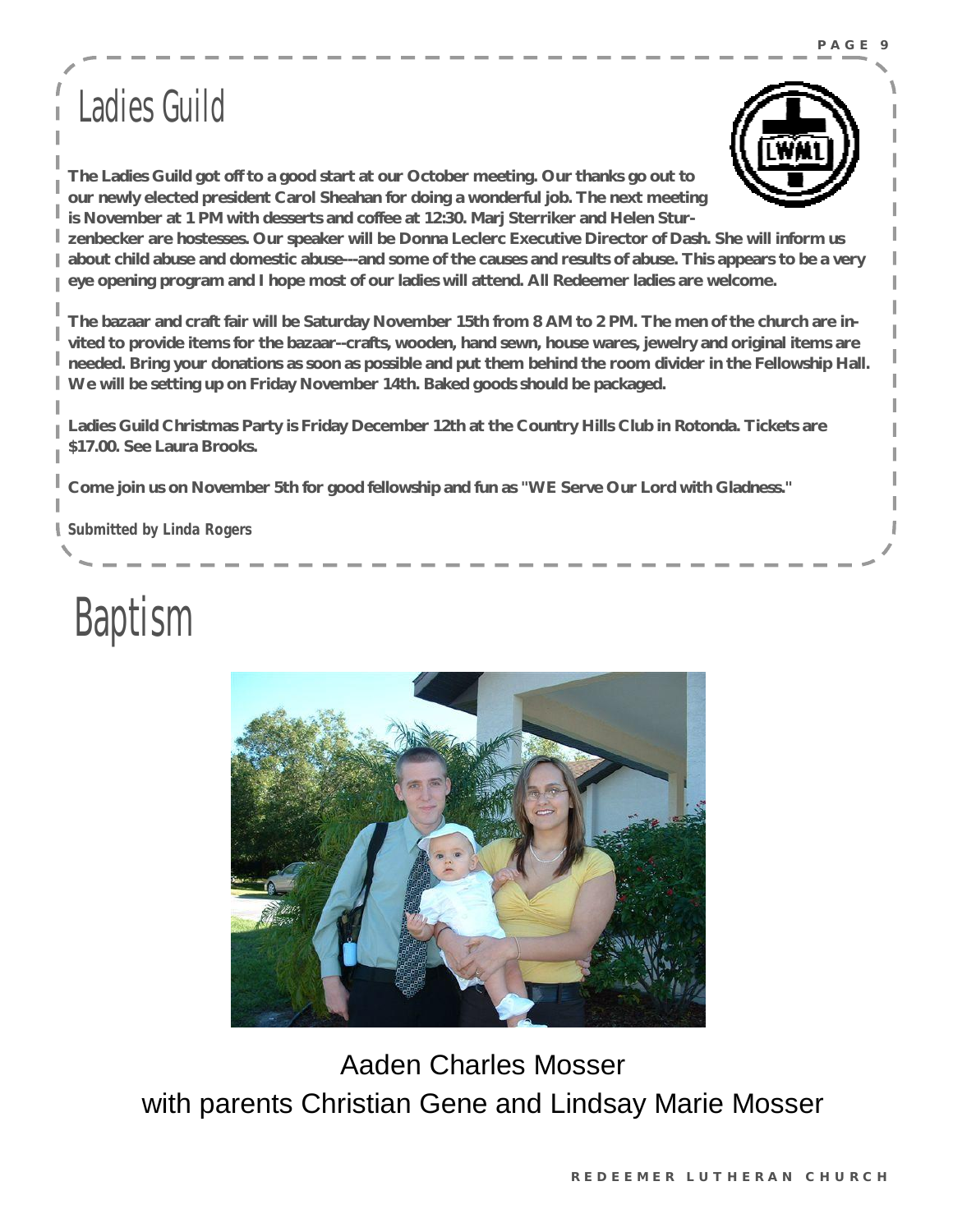# Ladies Guild

**The Ladies Guild got off to a good start at our October meeting. Our thanks go out to our newly elected president Carol Sheahan for doing a wonderful job. The next meeting is November at 1 PM with desserts and coffee at 12:30. Marj Sterriker and Helen Sturzenbecker are hostesses. Our speaker will be Donna Leclerc Executive Director of Dash. She will inform us about child abuse and domestic abuse---and some of the causes and results of abuse. This appears to be a very eye opening program and I hope most of our ladies will attend. All Redeemer ladies are welcome.**

**The bazaar and craft fair will be Saturday November 15th from 8 AM to 2 PM. The men of the church are invited to provide items for the bazaar--crafts, wooden, hand sewn, house wares, jewelry and original items are needed. Bring your donations as soon as possible and put them behind the room divider in the Fellowship Hall. We will be setting up on Friday November 14th. Baked goods should be packaged.**

**Ladies Guild Christmas Party is Friday December 12th at the Country Hills Club in Rotonda. Tickets are $17.00. See Laura Brooks.**

**Come join us on November 5th for good fellowship and fun as "WE Serve Our Lord with Gladness."**

***Submitted by Linda Rogers***

# Baptism

Aaden Charles Mosser

with parents Christian Gene and Lindsay Marie Mosser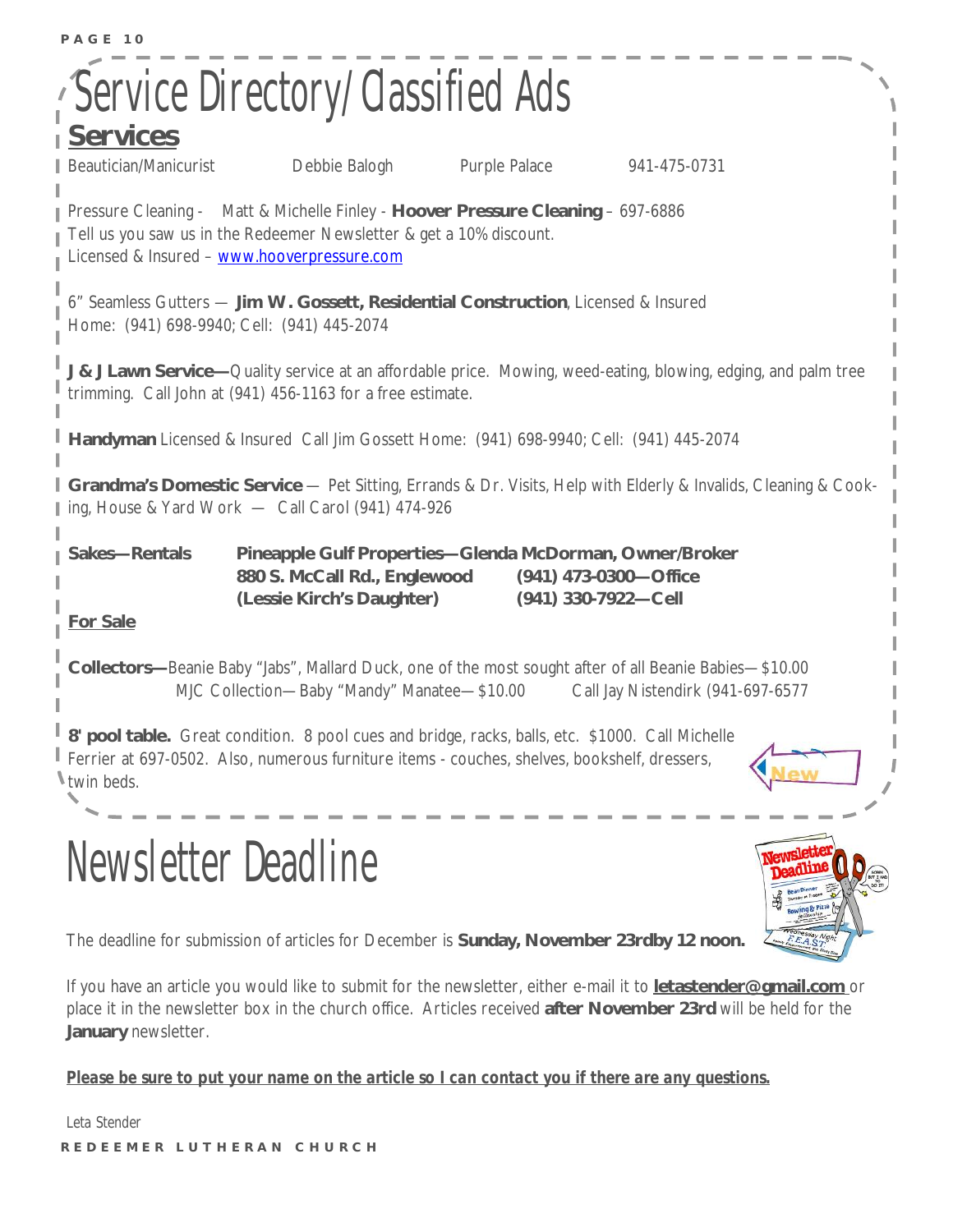# Service Directory/Classified Ads

## Services

Beautician/Manicurist    Debbie Balogh    Purple Palace    941-475-0731

Pressure Cleaning - Matt & Michelle Finley - **Hoover Pressure Cleaning** – 697-6886
Tell us you saw us in the Redeemer Newsletter & get a 10% discount.
Licensed & Insured – www.hooverpressure.com

6" Seamless Gutters — **Jim W. Gossett, Residential Construction**, Licensed & Insured
Home: (941) 698-9940; Cell: (941) 445-2074

**J & J Lawn Service—**Quality service at an affordable price. Mowing, weed-eating, blowing, edging, and palm tree trimming. Call John at (941) 456-1163 for a free estimate.

**Handyman** Licensed & Insured Call Jim Gossett Home: (941) 698-9940; Cell: (941) 445-2074

**Grandma's Domestic Service** — Pet Sitting, Errands & Dr. Visits, Help with Elderly & Invalids, Cleaning & Cooking, House & Yard Work — Call Carol (941) 474-926

**Sakes—Rentals**    **Pineapple Gulf Properties—Glenda McDorman, Owner/Broker**
**880 S. McCall Rd., Englewood**    **(941) 473-0300—Office**
**(Lessie Kirch's Daughter)**    **(941) 330-7922—Cell**

## For Sale

**Collectors—**Beanie Baby "Jabs", Mallard Duck, one of the most sought after of all Beanie Babies—$10.00
MJC Collection—Baby "Mandy" Manatee—$10.00    Call Jay Nistendirk (941-697-6577

**8' pool table.** Great condition. 8 pool cues and bridge, racks, balls, etc. $1000. Call Michelle Ferrier at 697-0502. Also, numerous furniture items - couches, shelves, bookshelf, dressers, twin beds.

New

# Newsletter Deadline

The deadline for submission of articles for December is **Sunday, November 23rdby 12 noon.**

If you have an article you would like to submit for the newsletter, either e-mail it to **letastender@gmail.com** or place it in the newsletter box in the church office. Articles received **after November 23rd** will be held for the **January** newsletter.

***Please be sure to put your name on the article so I can contact you if there are any questions.***

Leta Stender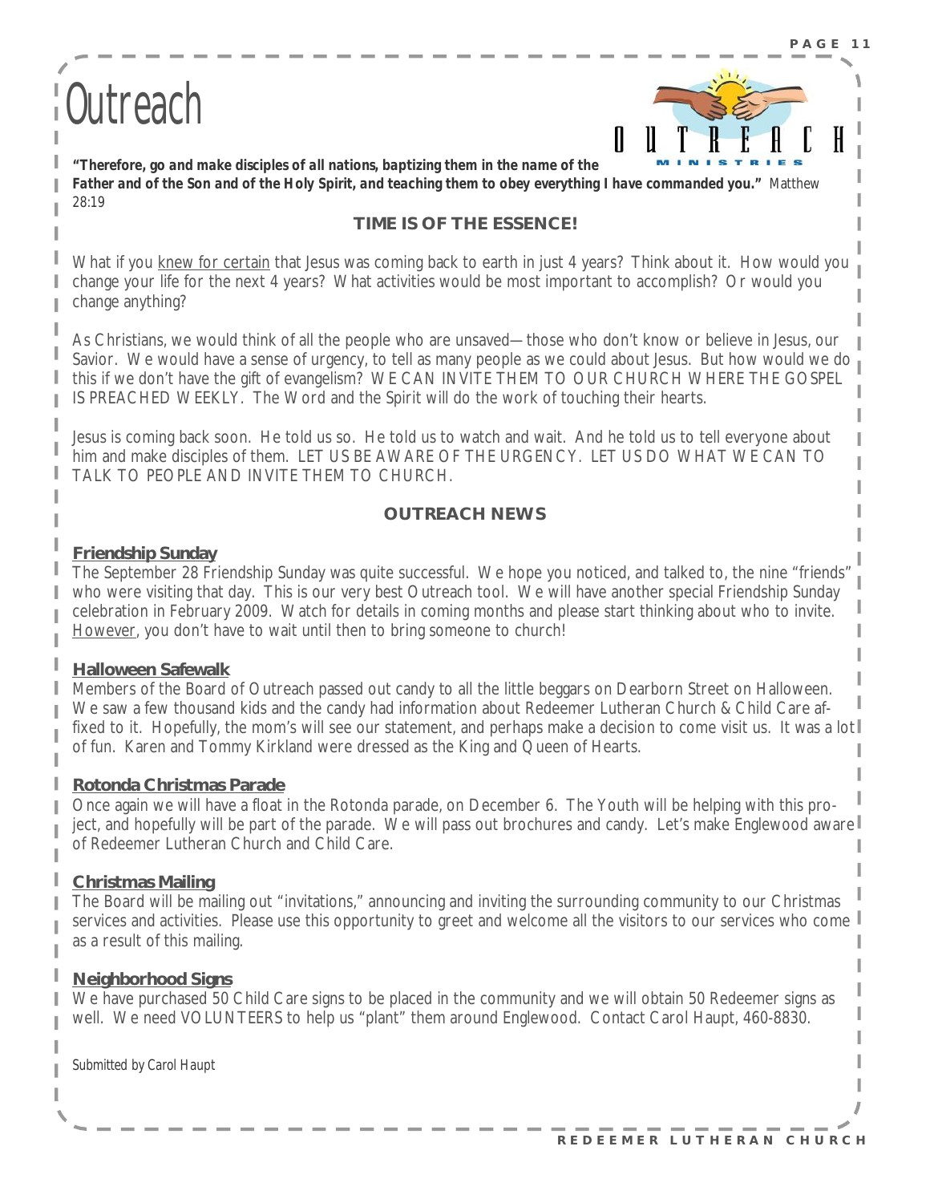# Outreach

***"Therefore, go and make disciples of all nations, baptizing them in the name of the Father and of the Son and of the Holy Spirit, and teaching them to obey everything I have commanded you."*** Matthew 28:19

## TIME IS OF THE ESSENCE!

What if you knew for certain that Jesus was coming back to earth in just 4 years? Think about it. How would you change your life for the next 4 years? What activities would be most important to accomplish? Or would you change anything?

As Christians, we would think of all the people who are unsaved—those who don't know or believe in Jesus, our Savior. We would have a sense of urgency, to tell as many people as we could about Jesus. But how would we do this if we don't have the gift of evangelism? WE CAN INVITE THEM TO OUR CHURCH WHERE THE GOSPEL IS PREACHED WEEKLY. The Word and the Spirit will do the work of touching their hearts.

Jesus is coming back soon. He told us so. He told us to watch and wait. And he told us to tell everyone about him and make disciples of them. LET US BE AWARE OF THE URGENCY. LET US DO WHAT WE CAN TO TALK TO PEOPLE AND INVITE THEM TO CHURCH.

## OUTREACH NEWS

### Friendship Sunday

The September 28 Friendship Sunday was quite successful. We hope you noticed, and talked to, the nine "friends" who were visiting that day. This is our very best Outreach tool. We will have another special Friendship Sunday celebration in February 2009. Watch for details in coming months and please start thinking about who to invite. However, you don't have to wait until then to bring someone to church!

### Halloween Safewalk

Members of the Board of Outreach passed out candy to all the little beggars on Dearborn Street on Halloween. We saw a few thousand kids and the candy had information about Redeemer Lutheran Church & Child Care affixed to it. Hopefully, the mom's will see our statement, and perhaps make a decision to come visit us. It was a lot of fun. Karen and Tommy Kirkland were dressed as the King and Queen of Hearts.

### Rotonda Christmas Parade

Once again we will have a float in the Rotonda parade, on December 6. The Youth will be helping with this project, and hopefully will be part of the parade. We will pass out brochures and candy. Let's make Englewood aware of Redeemer Lutheran Church and Child Care.

### Christmas Mailing

The Board will be mailing out "invitations," announcing and inviting the surrounding community to our Christmas services and activities. Please use this opportunity to greet and welcome all the visitors to our services who come as a result of this mailing.

### Neighborhood Signs

We have purchased 50 Child Care signs to be placed in the community and we will obtain 50 Redeemer signs as well. We need VOLUNTEERS to help us "plant" them around Englewood. Contact Carol Haupt, 460-8830.

*Submitted by Carol Haupt*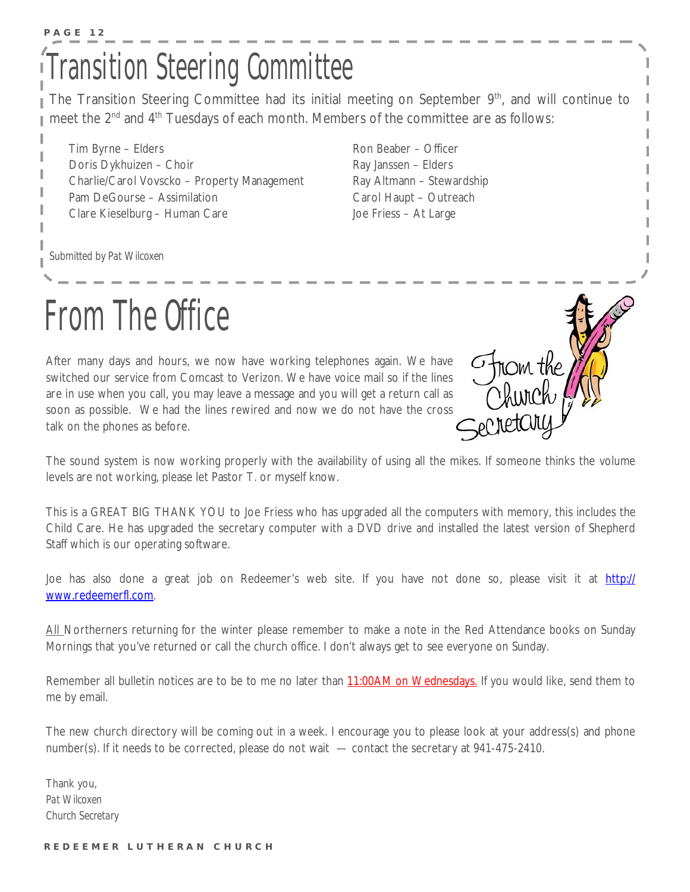# Transition Steering Committee

The Transition Steering Committee had its initial meeting on September 9th, and will continue to meet the 2nd and 4th Tuesdays of each month. Members of the committee are as follows:

Tim Byrne – Elders
Doris Dykhuizen – Choir
Charlie/Carol Vovscko – Property Management
Pam DeGourse – Assimilation
Clare Kieselburg – Human Care
Ron Beaber – Officer
Ray Janssen – Elders
Ray Altmann – Stewardship
Carol Haupt – Outreach
Joe Friess – At Large

*Submitted by Pat Wilcoxen*

# From The Office

After many days and hours, we now have working telephones again. We have switched our service from Comcast to Verizon. We have voice mail so if the lines are in use when you call, you may leave a message and you will get a return call as soon as possible. We had the lines rewired and now we do not have the cross talk on the phones as before.

The sound system is now working properly with the availability of using all the mikes. If someone thinks the volume levels are not working, please let Pastor T. or myself know.

This is a GREAT BIG THANK YOU to Joe Friess who has upgraded all the computers with memory, this includes the Child Care. He has upgraded the secretary computer with a DVD drive and installed the latest version of Shepherd Staff which is our operating software.

Joe has also done a great job on Redeemer's web site. If you have not done so, please visit it at http://www.redeemerfl.com.

All Northerners returning for the winter please remember to make a note in the Red Attendance books on Sunday Mornings that you've returned or call the church office. I don't always get to see everyone on Sunday.

Remember all bulletin notices are to be to me no later than 11:00AM on Wednesdays. If you would like, send them to me by email.

The new church directory will be coming out in a week. I encourage you to please look at your address(s) and phone number(s). If it needs to be corrected, please do not wait — contact the secretary at 941-475-2410.

*Thank you,*
*Pat Wilcoxen*
*Church Secretary*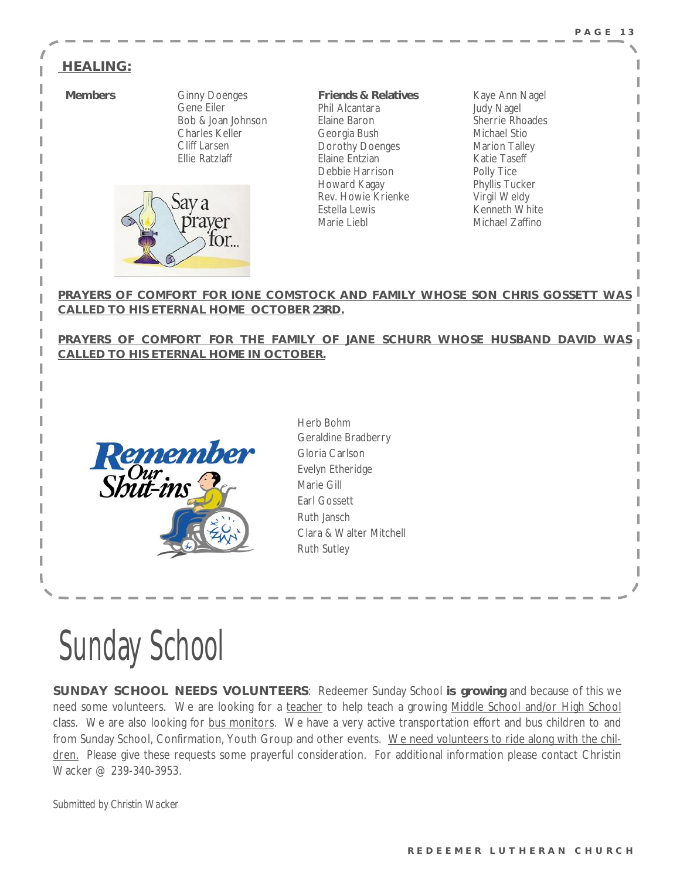## HEALING:

**Members**

- Ginny Doenges
- Gene Eiler
- Bob & Joan Johnson
- Charles Keller
- Cliff Larsen
- Ellie Ratzlaff

**Friends & Relatives**

- Phil Alcantara
- Elaine Baron
- Georgia Bush
- Dorothy Doenges
- Elaine Entzian
- Debbie Harrison
- Howard Kagay
- Rev. Howie Krienke
- Estella Lewis
- Marie Liebl
- Kaye Ann Nagel
- Judy Nagel
- Sherrie Rhoades
- Michael Stio
- Marion Talley
- Katie Taseff
- Polly Tice
- Phyllis Tucker
- Virgil Weldy
- Kenneth White
- Michael Zaffino

**PRAYERS OF COMFORT FOR IONE COMSTOCK AND FAMILY WHOSE SON CHRIS GOSSETT WAS CALLED TO HIS ETERNAL HOME OCTOBER 23RD.**

**PRAYERS OF COMFORT FOR THE FAMILY OF JANE SCHURR WHOSE HUSBAND DAVID WAS CALLED TO HIS ETERNAL HOME IN OCTOBER.**

**Remember Our Shut-ins**

- Herb Bohm
- Geraldine Bradberry
- Gloria Carlson
- Evelyn Etheridge
- Marie Gill
- Earl Gossett
- Ruth Jansch
- Clara & Walter Mitchell
- Ruth Sutley

# Sunday School

**SUNDAY SCHOOL NEEDS VOLUNTEERS**: Redeemer Sunday School **is growing** and because of this we need some volunteers. We are looking for a teacher to help teach a growing Middle School and/or High School class. We are also looking for bus monitors. We have a very active transportation effort and bus children to and from Sunday School, Confirmation, Youth Group and other events. We need volunteers to ride along with the children. Please give these requests some prayerful consideration. For additional information please contact Christin Wacker @ 239-340-3953.

*Submitted by Christin Wacker*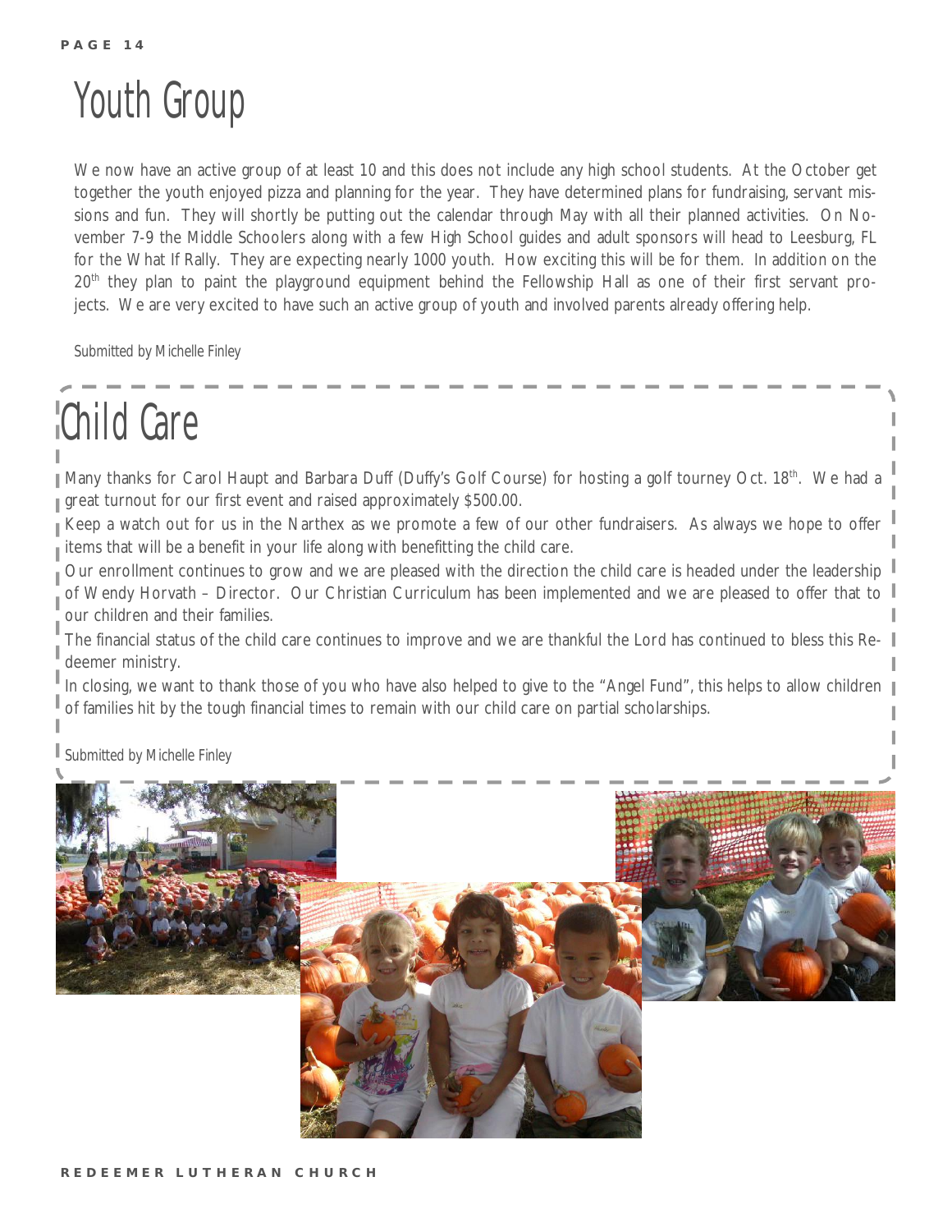# Youth Group

We now have an active group of at least 10 and this does not include any high school students. At the October get together the youth enjoyed pizza and planning for the year. They have determined plans for fundraising, servant missions and fun. They will shortly be putting out the calendar through May with all their planned activities. On November 7-9 the Middle Schoolers along with a few High School guides and adult sponsors will head to Leesburg, FL for the What If Rally. They are expecting nearly 1000 youth. How exciting this will be for them. In addition on the 20th they plan to paint the playground equipment behind the Fellowship Hall as one of their first servant projects. We are very excited to have such an active group of youth and involved parents already offering help.

*Submitted by Michelle Finley*

# Child Care

Many thanks for Carol Haupt and Barbara Duff (Duffy's Golf Course) for hosting a golf tourney Oct. 18th. We had a great turnout for our first event and raised approximately $500.00.

Keep a watch out for us in the Narthex as we promote a few of our other fundraisers. As always we hope to offer items that will be a benefit in your life along with benefitting the child care.

Our enrollment continues to grow and we are pleased with the direction the child care is headed under the leadership of Wendy Horvath – Director. Our Christian Curriculum has been implemented and we are pleased to offer that to our children and their families.

The financial status of the child care continues to improve and we are thankful the Lord has continued to bless this Redeemer ministry.

In closing, we want to thank those of you who have also helped to give to the "Angel Fund", this helps to allow children of families hit by the tough financial times to remain with our child care on partial scholarships.

*Submitted by Michelle Finley*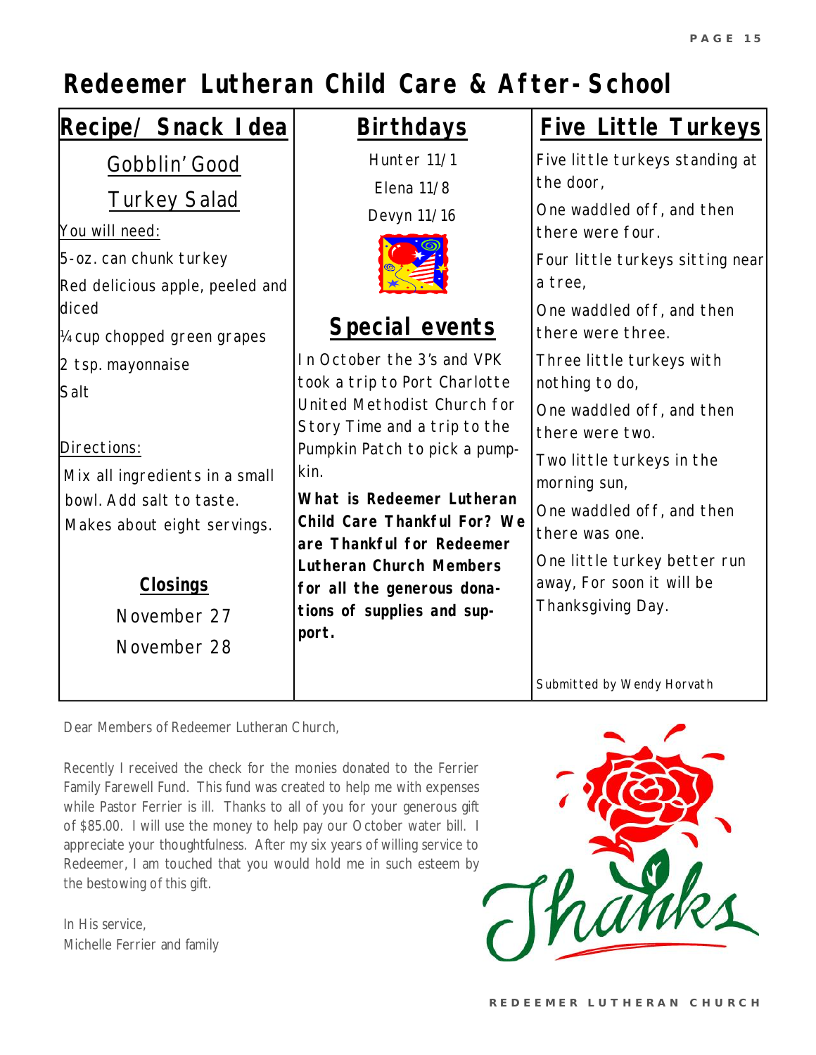# Redeemer Lutheran Child Care & After-School

## Recipe/ Snack Idea

### Gobblin' Good Turkey Salad

You will need:

5-oz. can chunk turkey

Red delicious apple, peeled and diced

¼ cup chopped green grapes

2 tsp. mayonnaise

Salt

Directions:

Mix all ingredients in a small bowl. Add salt to taste. Makes about eight servings.

### Closings

November 27

November 28

## Birthdays

Hunter 11/1

Elena 11/8

Devyn 11/16

## Special events

In October the 3's and VPK took a trip to Port Charlotte United Methodist Church for Story Time and a trip to the Pumpkin Patch to pick a pumpkin.

**What is Redeemer Lutheran Child Care Thankful For? We are Thankful for Redeemer Lutheran Church Members for all the generous donations of supplies and support.**

## Five Little Turkeys

Five little turkeys standing at the door,

One waddled off, and then there were four.

Four little turkeys sitting near a tree,

One waddled off, and then there were three.

Three little turkeys with nothing to do,

One waddled off, and then there were two.

Two little turkeys in the morning sun,

One waddled off, and then there was one.

One little turkey better run away, For soon it will be Thanksgiving Day.

Submitted by Wendy Horvath

Dear Members of Redeemer Lutheran Church,

Recently I received the check for the monies donated to the Ferrier Family Farewell Fund. This fund was created to help me with expenses while Pastor Ferrier is ill. Thanks to all of you for your generous gift of $85.00. I will use the money to help pay our October water bill. I appreciate your thoughtfulness. After my six years of willing service to Redeemer, I am touched that you would hold me in such esteem by the bestowing of this gift.

In His service,
Michelle Ferrier and family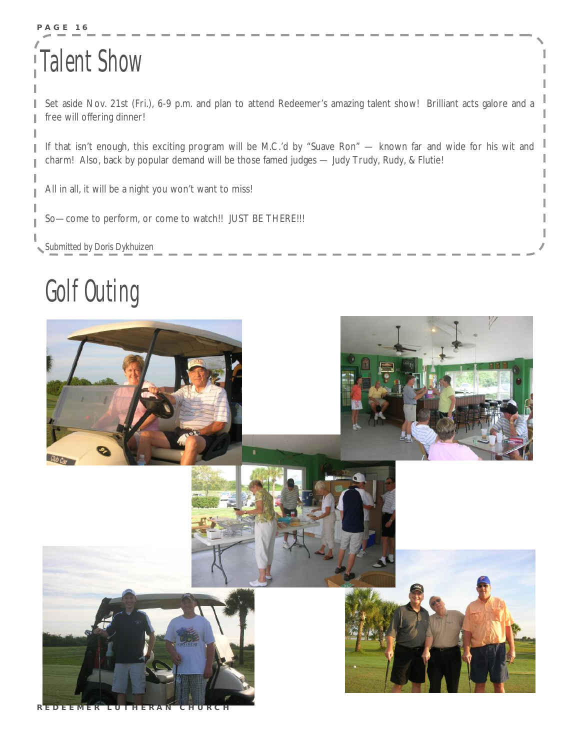# Talent Show

Set aside Nov. 21st (Fri.), 6-9 p.m. and plan to attend Redeemer's amazing talent show! Brilliant acts galore and a free will offering dinner!

If that isn't enough, this exciting program will be M.C.'d by "Suave Ron" — known far and wide for his wit and charm! Also, back by popular demand will be those famed judges — Judy Trudy, Rudy, & Flutie!

All in all, it will be a night you won't want to miss!

So—come to perform, or come to watch!! JUST BE THERE!!!

*Submitted by Doris Dykhuizen*

# Golf Outing